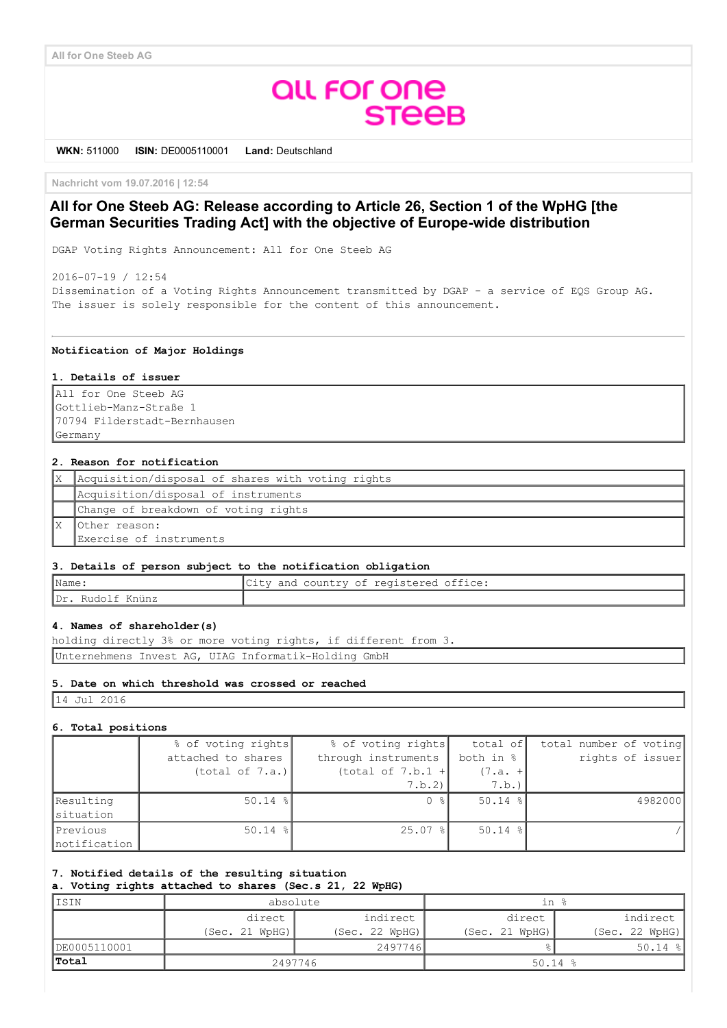All for One Steeb AG

**WKN:** 511000 **ISIN:** DE0005110001 **Land:** Deutschland

Nachricht vom 19.07.2016 | 12:54

# All for One Steeb AG: Release according to Article 26, Section 1 of the WpHG [the German Securities Trading Act] with the objective of Europe-wide distribution

DGAP Voting Rights Announcement: All for One Steeb AG

2016-07-19 / 12:54
Dissemination of a Voting Rights Announcement transmitted by DGAP - a service of EQS Group AG.
The issuer is solely responsible for the content of this announcement.

---

**Notification of Major Holdings**

**1. Details of issuer**

| All for One Steeb AG<br>Gottlieb-Manz-Straße 1<br>70794 Filderstadt-Bernhausen<br>Germany |
|---|

**2. Reason for notification**

| | |
|---|---|
| X | Acquisition/disposal of shares with voting rights |
| | Acquisition/disposal of instruments |
| | Change of breakdown of voting rights |
| X | Other reason:<br>Exercise of instruments |

**3. Details of person subject to the notification obligation**

| Name: | City and country of registered office: |
|---|---|
| Dr. Rudolf Knünz | |

**4. Names of shareholder(s)**
holding directly 3% or more voting rights, if different from 3.

| Unternehmens Invest AG, UIAG Informatik-Holding GmbH |
|---|

**5. Date on which threshold was crossed or reached**

| 14 Jul 2016 |
|---|

**6. Total positions**

| | % of voting rights attached to shares (total of 7.a.) | % of voting rights through instruments (total of 7.b.1 + 7.b.2) | total of both in % (7.a. + 7.b.) | total number of voting rights of issuer |
|---|---|---|---|---|
| Resulting situation | 50.14 % | 0 % | 50.14 % | 4982000 |
| Previous notification | 50.14 % | 25.07 % | 50.14 % | / |

**7. Notified details of the resulting situation**
**a. Voting rights attached to shares (Sec.s 21, 22 WpHG)**

| ISIN | absolute | | in % | |
|---|---|---|---|---|
| | direct (Sec. 21 WpHG) | indirect (Sec. 22 WpHG) | direct (Sec. 21 WpHG) | indirect (Sec. 22 WpHG) |
| DE0005110001 | | 2497746 | % | 50.14 % |
| **Total** | 2497746 | | 50.14 % | |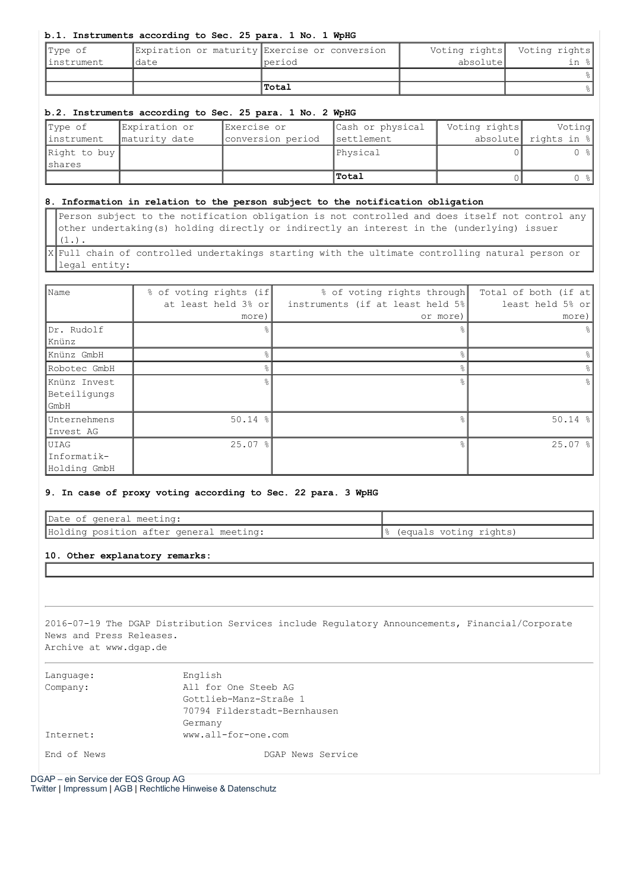**b.1. Instruments according to Sec. 25 para. 1 No. 1 WpHG**

| Type of instrument | Expiration or maturity date | Exercise or conversion period | Voting rights absolute | Voting rights in % |
|---|---|---|---|---|
| | | | | % |
| | | **Total** | | % |

**b.2. Instruments according to Sec. 25 para. 1 No. 2 WpHG**

| Type of instrument | Expiration or maturity date | Exercise or conversion period | Cash or physical settlement | Voting rights absolute | Voting rights in % |
|---|---|---|---|---|---|
| Right to buy shares | | | Physical | 0 | 0 % |
| | | | **Total** | 0 | 0 % |

**8. Information in relation to the person subject to the notification obligation**

| | |
|---|---|
| | Person subject to the notification obligation is not controlled and does itself not control any other undertaking(s) holding directly or indirectly an interest in the (underlying) issuer (1.). |
| X | Full chain of controlled undertakings starting with the ultimate controlling natural person or legal entity: |

| Name | % of voting rights (if at least held 3% or more) | % of voting rights through instruments (if at least held 5% or more) | Total of both (if at least held 5% or more) |
|---|---|---|---|
| Dr. Rudolf Knünz | % | % | % |
| Knünz GmbH | % | % | % |
| Robotec GmbH | % | % | % |
| Knünz Invest Beteiligungs GmbH | % | % | % |
| Unternehmens Invest AG | 50.14 % | % | 50.14 % |
| UIAG Informatik-Holding GmbH | 25.07 % | % | 25.07 % |

**9. In case of proxy voting according to Sec. 22 para. 3 WpHG**

| | |
|---|---|
| Date of general meeting: | |
| Holding position after general meeting: | % (equals voting rights) |

**10. Other explanatory remarks:**

---

2016-07-19 The DGAP Distribution Services include Regulatory Announcements, Financial/Corporate News and Press Releases.
Archive at www.dgap.de

---

| | |
|---|---|
| Language: | English |
| Company: | All for One Steeb AG<br>Gottlieb-Manz-Straße 1<br>70794 Filderstadt-Bernhausen<br>Germany |
| Internet: | www.all-for-one.com |

End of News DGAP News Service

DGAP – ein Service der EQS Group AG
Twitter | Impressum | AGB | Rechtliche Hinweise & Datenschutz